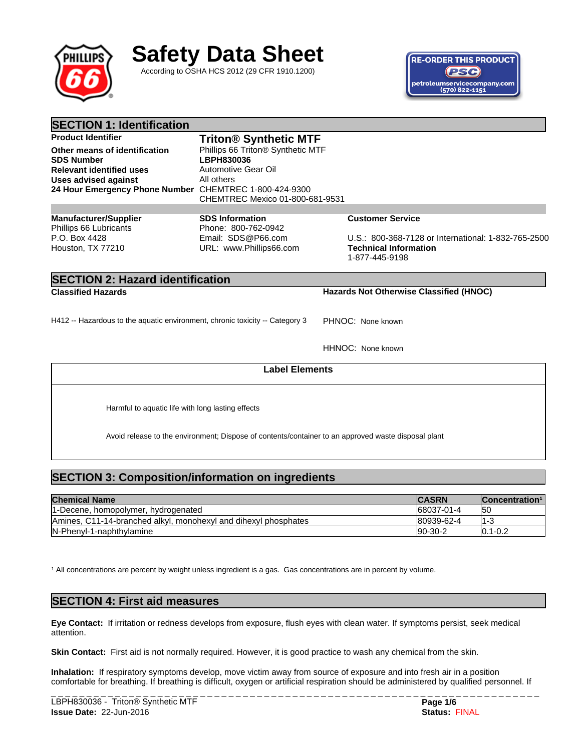# Safety Data Sheet

According to OSHA HCS 2012 (29 CFR 1910.1200)

RE-ORDER THIS PRODUCT
PSC
petroleumservicecompany.com
(570) 822-1151

## SECTION 1: Identification

| | |
|---|---|
| **Product Identifier** | **Triton® Synthetic MTF** |
| **Other means of identification** | Phillips 66 Triton® Synthetic MTF |
| **SDS Number** | **LBPH830036** |
| **Relevant identified uses** | Automotive Gear Oil |
| **Uses advised against** | All others |
| **24 Hour Emergency Phone Number** | CHEMTREC 1-800-424-9300<br>CHEMTREC Mexico 01-800-681-9531 |

**Manufacturer/Supplier**
Phillips 66 Lubricants
P.O. Box 4428
Houston, TX 77210

**SDS Information**
Phone: 800-762-0942
Email: SDS@P66.com
URL: www.Phillips66.com

**Customer Service**
U.S.: 800-368-7128 or International: 1-832-765-2500

**Technical Information**
1-877-445-9198

## SECTION 2: Hazard identification

**Classified Hazards**

H412 -- Hazardous to the aquatic environment, chronic toxicity -- Category 3

**Hazards Not Otherwise Classified (HNOC)**

PHNOC: None known

HHNOC: None known

**Label Elements**

Harmful to aquatic life with long lasting effects

Avoid release to the environment; Dispose of contents/container to an approved waste disposal plant

## SECTION 3: Composition/information on ingredients

| Chemical Name | CASRN | Concentration[1] |
|---|---|---|
| 1-Decene, homopolymer, hydrogenated | 68037-01-4 | 50 |
| Amines, C11-14-branched alkyl, monohexyl and dihexyl phosphates | 80939-62-4 | 1-3 |
| N-Phenyl-1-naphthylamine | 90-30-2 | 0.1-0.2 |

[1] All concentrations are percent by weight unless ingredient is a gas. Gas concentrations are in percent by volume.

## SECTION 4: First aid measures

**Eye Contact:** If irritation or redness develops from exposure, flush eyes with clean water. If symptoms persist, seek medical attention.

**Skin Contact:** First aid is not normally required. However, it is good practice to wash any chemical from the skin.

**Inhalation:** If respiratory symptoms develop, move victim away from source of exposure and into fresh air in a position comfortable for breathing. If breathing is difficult, oxygen or artificial respiration should be administered by qualified personnel. If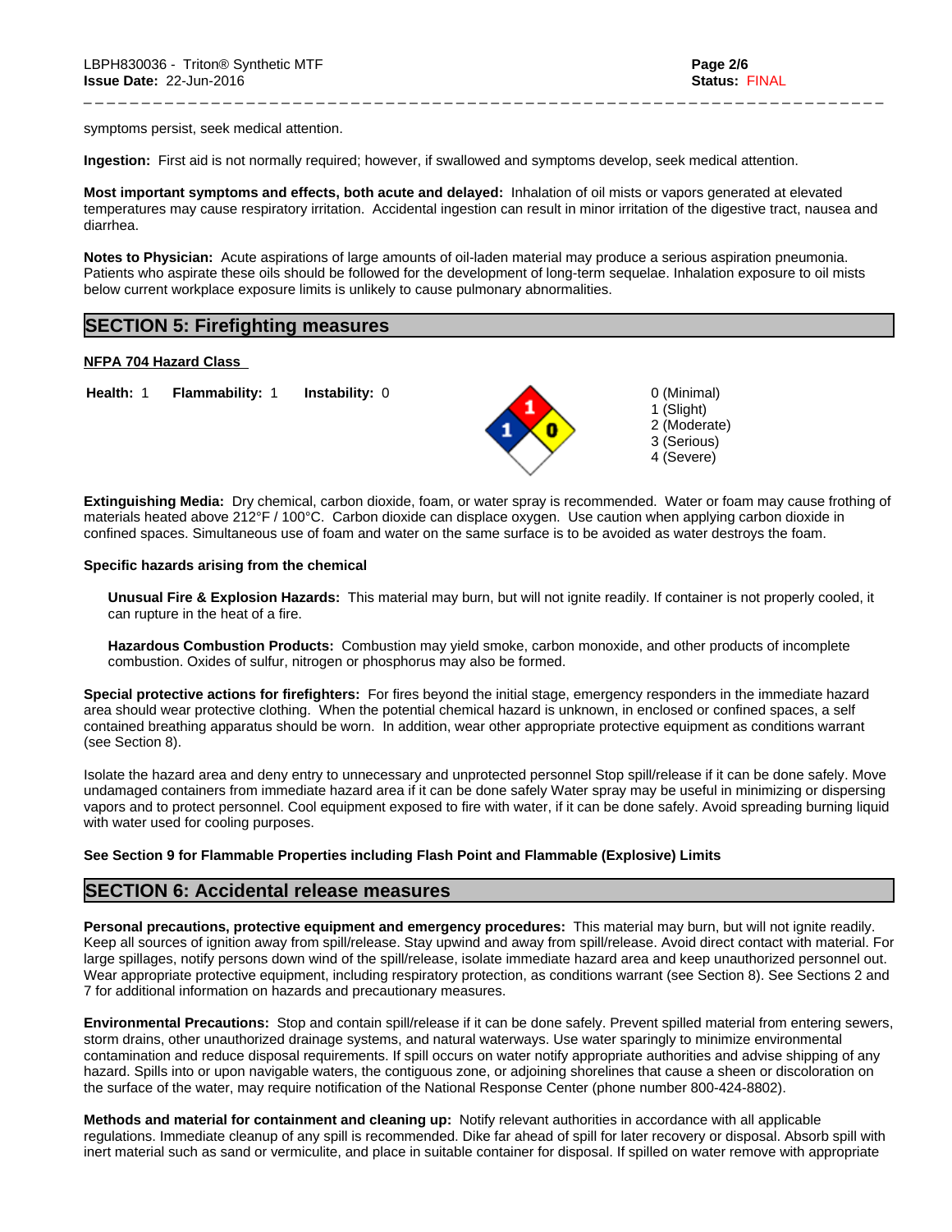symptoms persist, seek medical attention.

**Ingestion:** First aid is not normally required; however, if swallowed and symptoms develop, seek medical attention.

**Most important symptoms and effects, both acute and delayed:** Inhalation of oil mists or vapors generated at elevated temperatures may cause respiratory irritation. Accidental ingestion can result in minor irritation of the digestive tract, nausea and diarrhea.

**Notes to Physician:** Acute aspirations of large amounts of oil-laden material may produce a serious aspiration pneumonia. Patients who aspirate these oils should be followed for the development of long-term sequelae. Inhalation exposure to oil mists below current workplace exposure limits is unlikely to cause pulmonary abnormalities.

## SECTION 5: Firefighting measures

**NFPA 704 Hazard Class**

**Health:** 1 **Flammability:** 1 **Instability:** 0

0 (Minimal)
1 (Slight)
2 (Moderate)
3 (Serious)
4 (Severe)

**Extinguishing Media:** Dry chemical, carbon dioxide, foam, or water spray is recommended. Water or foam may cause frothing of materials heated above 212°F / 100°C. Carbon dioxide can displace oxygen. Use caution when applying carbon dioxide in confined spaces. Simultaneous use of foam and water on the same surface is to be avoided as water destroys the foam.

**Specific hazards arising from the chemical**

**Unusual Fire & Explosion Hazards:** This material may burn, but will not ignite readily. If container is not properly cooled, it can rupture in the heat of a fire.

**Hazardous Combustion Products:** Combustion may yield smoke, carbon monoxide, and other products of incomplete combustion. Oxides of sulfur, nitrogen or phosphorus may also be formed.

**Special protective actions for firefighters:** For fires beyond the initial stage, emergency responders in the immediate hazard area should wear protective clothing. When the potential chemical hazard is unknown, in enclosed or confined spaces, a self contained breathing apparatus should be worn. In addition, wear other appropriate protective equipment as conditions warrant (see Section 8).

Isolate the hazard area and deny entry to unnecessary and unprotected personnel Stop spill/release if it can be done safely. Move undamaged containers from immediate hazard area if it can be done safely Water spray may be useful in minimizing or dispersing vapors and to protect personnel. Cool equipment exposed to fire with water, if it can be done safely. Avoid spreading burning liquid with water used for cooling purposes.

**See Section 9 for Flammable Properties including Flash Point and Flammable (Explosive) Limits**

## SECTION 6: Accidental release measures

**Personal precautions, protective equipment and emergency procedures:** This material may burn, but will not ignite readily. Keep all sources of ignition away from spill/release. Stay upwind and away from spill/release. Avoid direct contact with material. For large spillages, notify persons down wind of the spill/release, isolate immediate hazard area and keep unauthorized personnel out. Wear appropriate protective equipment, including respiratory protection, as conditions warrant (see Section 8). See Sections 2 and 7 for additional information on hazards and precautionary measures.

**Environmental Precautions:** Stop and contain spill/release if it can be done safely. Prevent spilled material from entering sewers, storm drains, other unauthorized drainage systems, and natural waterways. Use water sparingly to minimize environmental contamination and reduce disposal requirements. If spill occurs on water notify appropriate authorities and advise shipping of any hazard. Spills into or upon navigable waters, the contiguous zone, or adjoining shorelines that cause a sheen or discoloration on the surface of the water, may require notification of the National Response Center (phone number 800-424-8802).

**Methods and material for containment and cleaning up:** Notify relevant authorities in accordance with all applicable regulations. Immediate cleanup of any spill is recommended. Dike far ahead of spill for later recovery or disposal. Absorb spill with inert material such as sand or vermiculite, and place in suitable container for disposal. If spilled on water remove with appropriate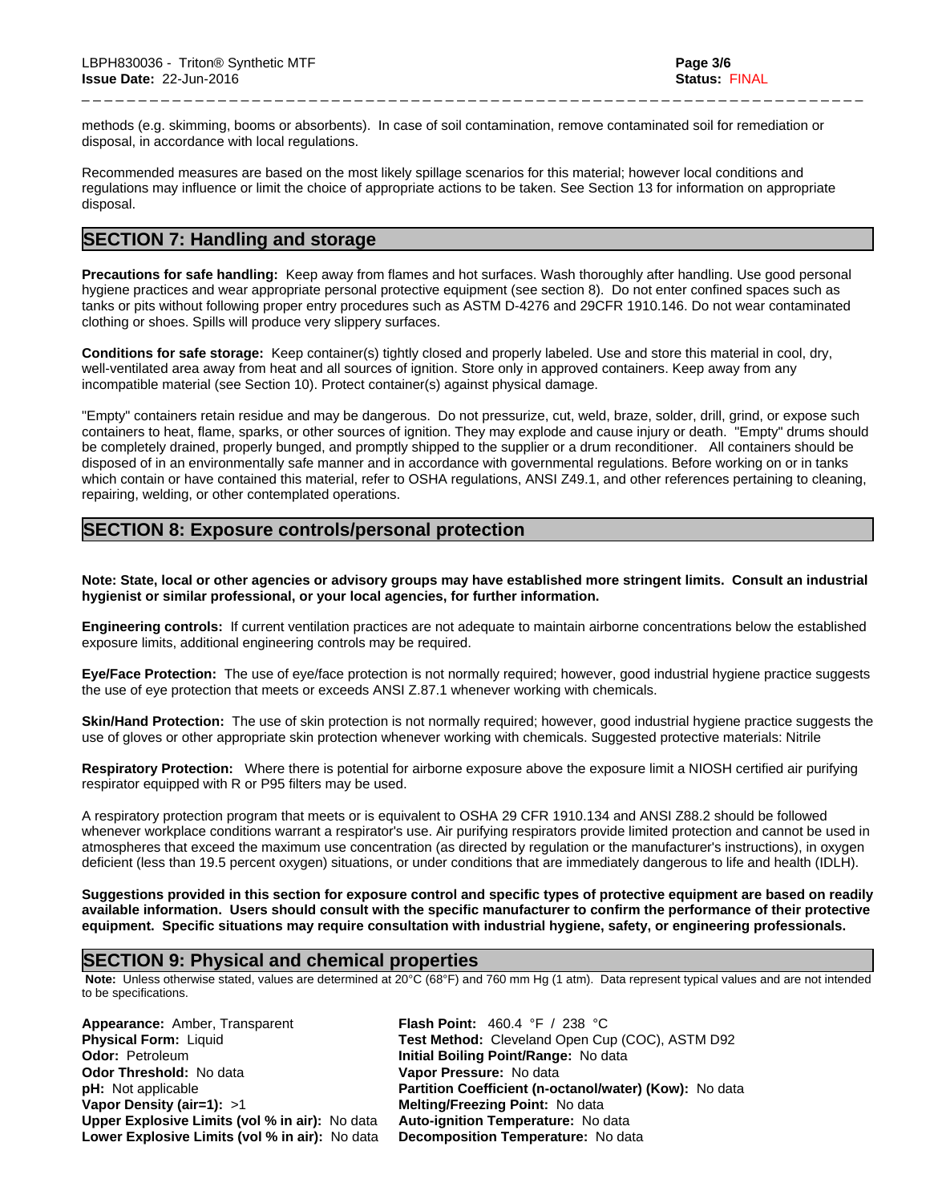methods (e.g. skimming, booms or absorbents). In case of soil contamination, remove contaminated soil for remediation or disposal, in accordance with local regulations.

Recommended measures are based on the most likely spillage scenarios for this material; however local conditions and regulations may influence or limit the choice of appropriate actions to be taken. See Section 13 for information on appropriate disposal.

## SECTION 7: Handling and storage

**Precautions for safe handling:** Keep away from flames and hot surfaces. Wash thoroughly after handling. Use good personal hygiene practices and wear appropriate personal protective equipment (see section 8). Do not enter confined spaces such as tanks or pits without following proper entry procedures such as ASTM D-4276 and 29CFR 1910.146. Do not wear contaminated clothing or shoes. Spills will produce very slippery surfaces.

**Conditions for safe storage:** Keep container(s) tightly closed and properly labeled. Use and store this material in cool, dry, well-ventilated area away from heat and all sources of ignition. Store only in approved containers. Keep away from any incompatible material (see Section 10). Protect container(s) against physical damage.

"Empty" containers retain residue and may be dangerous. Do not pressurize, cut, weld, braze, solder, drill, grind, or expose such containers to heat, flame, sparks, or other sources of ignition. They may explode and cause injury or death. "Empty" drums should be completely drained, properly bunged, and promptly shipped to the supplier or a drum reconditioner. All containers should be disposed of in an environmentally safe manner and in accordance with governmental regulations. Before working on or in tanks which contain or have contained this material, refer to OSHA regulations, ANSI Z49.1, and other references pertaining to cleaning, repairing, welding, or other contemplated operations.

## SECTION 8: Exposure controls/personal protection

**Note: State, local or other agencies or advisory groups may have established more stringent limits. Consult an industrial hygienist or similar professional, or your local agencies, for further information.**

**Engineering controls:** If current ventilation practices are not adequate to maintain airborne concentrations below the established exposure limits, additional engineering controls may be required.

**Eye/Face Protection:** The use of eye/face protection is not normally required; however, good industrial hygiene practice suggests the use of eye protection that meets or exceeds ANSI Z.87.1 whenever working with chemicals.

**Skin/Hand Protection:** The use of skin protection is not normally required; however, good industrial hygiene practice suggests the use of gloves or other appropriate skin protection whenever working with chemicals. Suggested protective materials: Nitrile

**Respiratory Protection:** Where there is potential for airborne exposure above the exposure limit a NIOSH certified air purifying respirator equipped with R or P95 filters may be used.

A respiratory protection program that meets or is equivalent to OSHA 29 CFR 1910.134 and ANSI Z88.2 should be followed whenever workplace conditions warrant a respirator's use. Air purifying respirators provide limited protection and cannot be used in atmospheres that exceed the maximum use concentration (as directed by regulation or the manufacturer's instructions), in oxygen deficient (less than 19.5 percent oxygen) situations, or under conditions that are immediately dangerous to life and health (IDLH).

**Suggestions provided in this section for exposure control and specific types of protective equipment are based on readily available information. Users should consult with the specific manufacturer to confirm the performance of their protective equipment. Specific situations may require consultation with industrial hygiene, safety, or engineering professionals.**

## SECTION 9: Physical and chemical properties

**Note:** Unless otherwise stated, values are determined at 20°C (68°F) and 760 mm Hg (1 atm). Data represent typical values and are not intended to be specifications.

**Appearance:** Amber, Transparent
**Physical Form:** Liquid
**Odor:** Petroleum
**Odor Threshold:** No data
**pH:** Not applicable
**Vapor Density (air=1):** >1
**Upper Explosive Limits (vol % in air):** No data
**Lower Explosive Limits (vol % in air):** No data

**Flash Point:** 460.4 °F / 238 °C
**Test Method:** Cleveland Open Cup (COC), ASTM D92
**Initial Boiling Point/Range:** No data
**Vapor Pressure:** No data
**Partition Coefficient (n-octanol/water) (Kow):** No data
**Melting/Freezing Point:** No data
**Auto-ignition Temperature:** No data
**Decomposition Temperature:** No data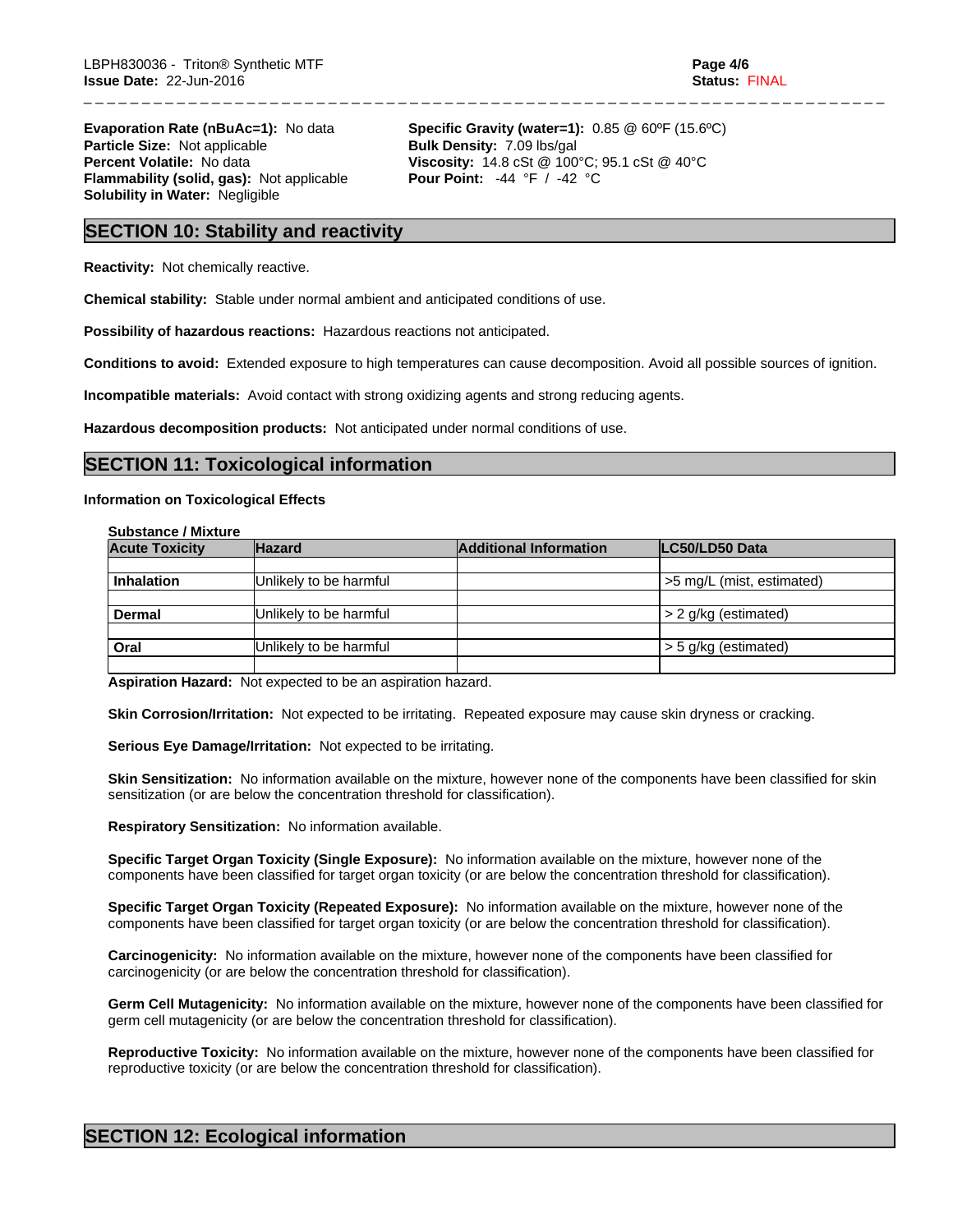**Evaporation Rate (nBuAc=1):** No data
**Particle Size:** Not applicable
**Percent Volatile:** No data
**Flammability (solid, gas):** Not applicable
**Solubility in Water:** Negligible

**Specific Gravity (water=1):** 0.85 @ 60ºF (15.6ºC)
**Bulk Density:** 7.09 lbs/gal
**Viscosity:** 14.8 cSt @ 100°C; 95.1 cSt @ 40°C
**Pour Point:** -44 °F / -42 °C

## SECTION 10: Stability and reactivity

**Reactivity:** Not chemically reactive.

**Chemical stability:** Stable under normal ambient and anticipated conditions of use.

**Possibility of hazardous reactions:** Hazardous reactions not anticipated.

**Conditions to avoid:** Extended exposure to high temperatures can cause decomposition. Avoid all possible sources of ignition.

**Incompatible materials:** Avoid contact with strong oxidizing agents and strong reducing agents.

**Hazardous decomposition products:** Not anticipated under normal conditions of use.

## SECTION 11: Toxicological information

**Information on Toxicological Effects**

**Substance / Mixture**

| Acute Toxicity | Hazard | Additional Information | LC50/LD50 Data |
|---|---|---|---|
| | | | |
| **Inhalation** | Unlikely to be harmful | | >5 mg/L (mist, estimated) |
| | | | |
| **Dermal** | Unlikely to be harmful | | > 2 g/kg (estimated) |
| | | | |
| **Oral** | Unlikely to be harmful | | > 5 g/kg (estimated) |
| | | | |

**Aspiration Hazard:** Not expected to be an aspiration hazard.

**Skin Corrosion/Irritation:** Not expected to be irritating. Repeated exposure may cause skin dryness or cracking.

**Serious Eye Damage/Irritation:** Not expected to be irritating.

**Skin Sensitization:** No information available on the mixture, however none of the components have been classified for skin sensitization (or are below the concentration threshold for classification).

**Respiratory Sensitization:** No information available.

**Specific Target Organ Toxicity (Single Exposure):** No information available on the mixture, however none of the components have been classified for target organ toxicity (or are below the concentration threshold for classification).

**Specific Target Organ Toxicity (Repeated Exposure):** No information available on the mixture, however none of the components have been classified for target organ toxicity (or are below the concentration threshold for classification).

**Carcinogenicity:** No information available on the mixture, however none of the components have been classified for carcinogenicity (or are below the concentration threshold for classification).

**Germ Cell Mutagenicity:** No information available on the mixture, however none of the components have been classified for germ cell mutagenicity (or are below the concentration threshold for classification).

**Reproductive Toxicity:** No information available on the mixture, however none of the components have been classified for reproductive toxicity (or are below the concentration threshold for classification).

## SECTION 12: Ecological information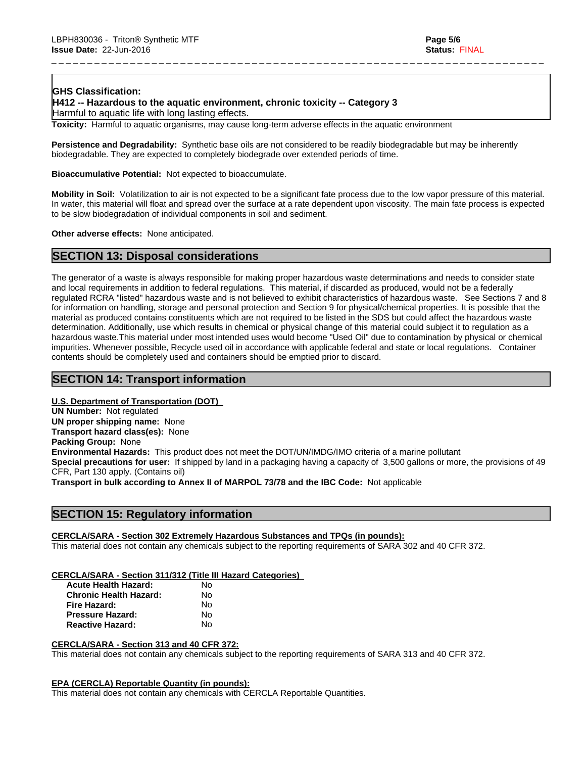**GHS Classification:**
**H412 -- Hazardous to the aquatic environment, chronic toxicity -- Category 3**
Harmful to aquatic life with long lasting effects.

**Toxicity:** Harmful to aquatic organisms, may cause long-term adverse effects in the aquatic environment

**Persistence and Degradability:** Synthetic base oils are not considered to be readily biodegradable but may be inherently biodegradable. They are expected to completely biodegrade over extended periods of time.

**Bioaccumulative Potential:** Not expected to bioaccumulate.

**Mobility in Soil:** Volatilization to air is not expected to be a significant fate process due to the low vapor pressure of this material. In water, this material will float and spread over the surface at a rate dependent upon viscosity. The main fate process is expected to be slow biodegradation of individual components in soil and sediment.

**Other adverse effects:** None anticipated.

## SECTION 13: Disposal considerations

The generator of a waste is always responsible for making proper hazardous waste determinations and needs to consider state and local requirements in addition to federal regulations. This material, if discarded as produced, would not be a federally regulated RCRA "listed" hazardous waste and is not believed to exhibit characteristics of hazardous waste. See Sections 7 and 8 for information on handling, storage and personal protection and Section 9 for physical/chemical properties. It is possible that the material as produced contains constituents which are not required to be listed in the SDS but could affect the hazardous waste determination. Additionally, use which results in chemical or physical change of this material could subject it to regulation as a hazardous waste.This material under most intended uses would become "Used Oil" due to contamination by physical or chemical impurities. Whenever possible, Recycle used oil in accordance with applicable federal and state or local regulations. Container contents should be completely used and containers should be emptied prior to discard.

## SECTION 14: Transport information

**U.S. Department of Transportation (DOT)**

**UN Number:** Not regulated
**UN proper shipping name:** None
**Transport hazard class(es):** None
**Packing Group:** None
**Environmental Hazards:** This product does not meet the DOT/UN/IMDG/IMO criteria of a marine pollutant
**Special precautions for user:** If shipped by land in a packaging having a capacity of 3,500 gallons or more, the provisions of 49 CFR, Part 130 apply. (Contains oil)
**Transport in bulk according to Annex II of MARPOL 73/78 and the IBC Code:** Not applicable

## SECTION 15: Regulatory information

**CERCLA/SARA - Section 302 Extremely Hazardous Substances and TPQs (in pounds):**
This material does not contain any chemicals subject to the reporting requirements of SARA 302 and 40 CFR 372.

**CERCLA/SARA - Section 311/312 (Title III Hazard Categories)**

| | |
|---|---|
| **Acute Health Hazard:** | No |
| **Chronic Health Hazard:** | No |
| **Fire Hazard:** | No |
| **Pressure Hazard:** | No |
| **Reactive Hazard:** | No |

**CERCLA/SARA - Section 313 and 40 CFR 372:**
This material does not contain any chemicals subject to the reporting requirements of SARA 313 and 40 CFR 372.

**EPA (CERCLA) Reportable Quantity (in pounds):**
This material does not contain any chemicals with CERCLA Reportable Quantities.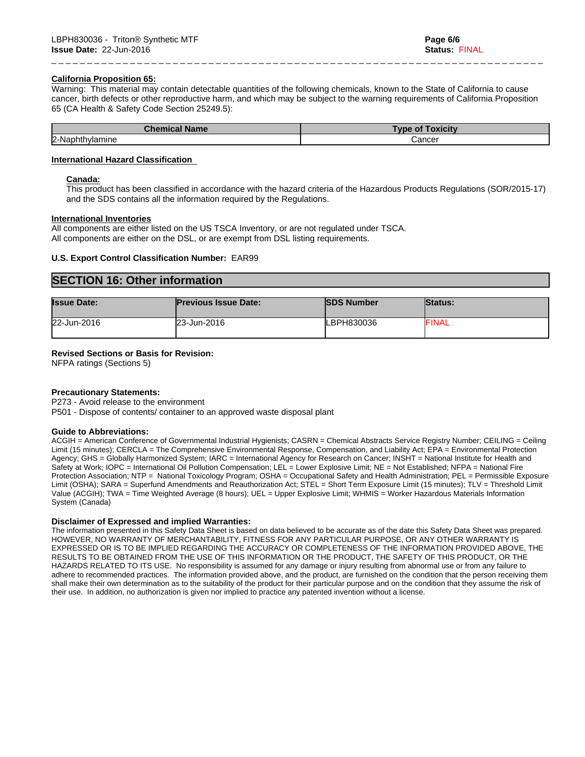**California Proposition 65:**

Warning: This material may contain detectable quantities of the following chemicals, known to the State of California to cause cancer, birth defects or other reproductive harm, and which may be subject to the warning requirements of California Proposition 65 (CA Health & Safety Code Section 25249.5):

| Chemical Name | Type of Toxicity |
|---|---|
| 2-Naphthylamine | Cancer |

**International Hazard Classification**

**Canada:**

This product has been classified in accordance with the hazard criteria of the Hazardous Products Regulations (SOR/2015-17) and the SDS contains all the information required by the Regulations.

**International Inventories**

All components are either listed on the US TSCA Inventory, or are not regulated under TSCA.
All components are either on the DSL, or are exempt from DSL listing requirements.

**U.S. Export Control Classification Number:** EAR99

## SECTION 16: Other information

| Issue Date: | Previous Issue Date: | SDS Number | Status: |
|---|---|---|---|
| 22-Jun-2016 | 23-Jun-2016 | LBPH830036 | FINAL |

**Revised Sections or Basis for Revision:**

NFPA ratings (Sections 5)

**Precautionary Statements:**

P273 - Avoid release to the environment
P501 - Dispose of contents/ container to an approved waste disposal plant

**Guide to Abbreviations:**

ACGIH = American Conference of Governmental Industrial Hygienists; CASRN = Chemical Abstracts Service Registry Number; CEILING = Ceiling Limit (15 minutes); CERCLA = The Comprehensive Environmental Response, Compensation, and Liability Act; EPA = Environmental Protection Agency; GHS = Globally Harmonized System; IARC = International Agency for Research on Cancer; INSHT = National Institute for Health and Safety at Work; IOPC = International Oil Pollution Compensation; LEL = Lower Explosive Limit; NE = Not Established; NFPA = National Fire Protection Association; NTP = National Toxicology Program; OSHA = Occupational Safety and Health Administration; PEL = Permissible Exposure Limit (OSHA); SARA = Superfund Amendments and Reauthorization Act; STEL = Short Term Exposure Limit (15 minutes); TLV = Threshold Limit Value (ACGIH); TWA = Time Weighted Average (8 hours); UEL = Upper Explosive Limit; WHMIS = Worker Hazardous Materials Information System (Canada)

**Disclaimer of Expressed and implied Warranties:**

The information presented in this Safety Data Sheet is based on data believed to be accurate as of the date this Safety Data Sheet was prepared. HOWEVER, NO WARRANTY OF MERCHANTABILITY, FITNESS FOR ANY PARTICULAR PURPOSE, OR ANY OTHER WARRANTY IS EXPRESSED OR IS TO BE IMPLIED REGARDING THE ACCURACY OR COMPLETENESS OF THE INFORMATION PROVIDED ABOVE, THE RESULTS TO BE OBTAINED FROM THE USE OF THIS INFORMATION OR THE PRODUCT, THE SAFETY OF THIS PRODUCT, OR THE HAZARDS RELATED TO ITS USE. No responsibility is assumed for any damage or injury resulting from abnormal use or from any failure to adhere to recommended practices. The information provided above, and the product, are furnished on the condition that the person receiving them shall make their own determination as to the suitability of the product for their particular purpose and on the condition that they assume the risk of their use. In addition, no authorization is given nor implied to practice any patented invention without a license.